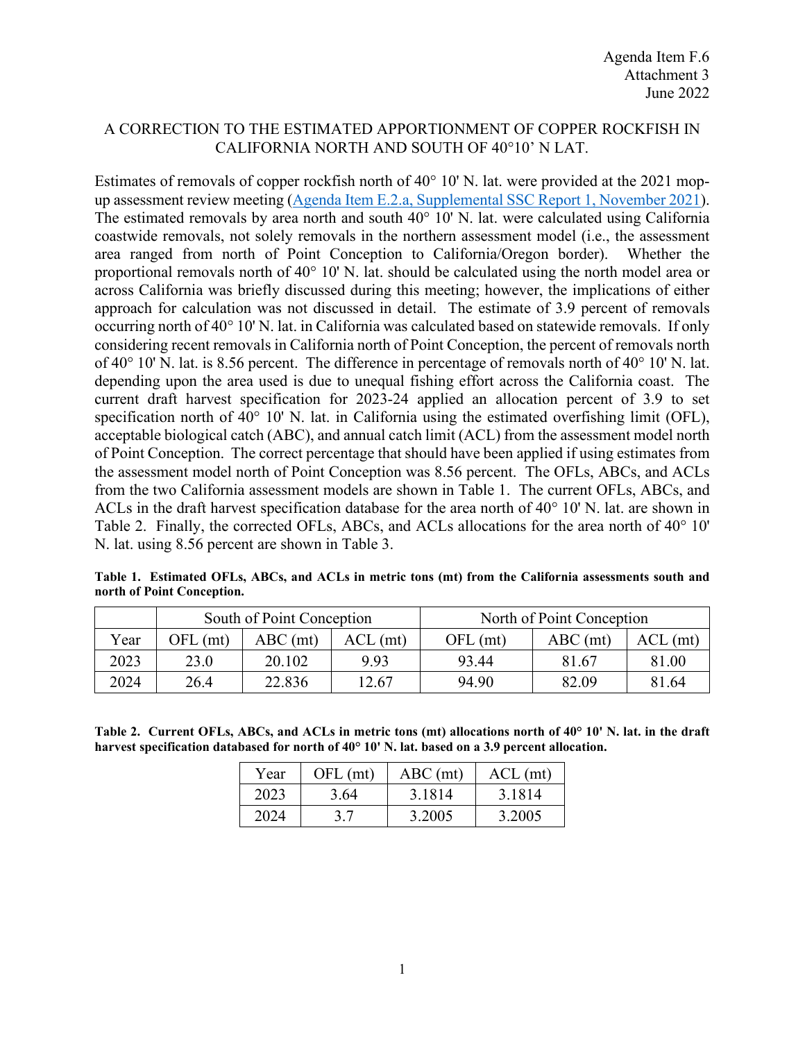Agenda Item F.6
Attachment 3
June 2022

# A CORRECTION TO THE ESTIMATED APPORTIONMENT OF COPPER ROCKFISH IN CALIFORNIA NORTH AND SOUTH OF 40°10' N LAT.

Estimates of removals of copper rockfish north of 40° 10' N. lat. were provided at the 2021 mop-up assessment review meeting ([Agenda Item E.2.a, Supplemental SSC Report 1, November 2021](#)). The estimated removals by area north and south 40° 10' N. lat. were calculated using California coastwide removals, not solely removals in the northern assessment model (i.e., the assessment area ranged from north of Point Conception to California/Oregon border). Whether the proportional removals north of 40° 10' N. lat. should be calculated using the north model area or across California was briefly discussed during this meeting; however, the implications of either approach for calculation was not discussed in detail. The estimate of 3.9 percent of removals occurring north of 40° 10' N. lat. in California was calculated based on statewide removals. If only considering recent removals in California north of Point Conception, the percent of removals north of 40° 10' N. lat. is 8.56 percent. The difference in percentage of removals north of 40° 10' N. lat. depending upon the area used is due to unequal fishing effort across the California coast. The current draft harvest specification for 2023-24 applied an allocation percent of 3.9 to set specification north of 40° 10' N. lat. in California using the estimated overfishing limit (OFL), acceptable biological catch (ABC), and annual catch limit (ACL) from the assessment model north of Point Conception. The correct percentage that should have been applied if using estimates from the assessment model north of Point Conception was 8.56 percent. The OFLs, ABCs, and ACLs from the two California assessment models are shown in Table 1. The current OFLs, ABCs, and ACLs in the draft harvest specification database for the area north of 40° 10' N. lat. are shown in Table 2. Finally, the corrected OFLs, ABCs, and ACLs allocations for the area north of 40° 10' N. lat. using 8.56 percent are shown in Table 3.

**Table 1. Estimated OFLs, ABCs, and ACLs in metric tons (mt) from the California assessments south and north of Point Conception.**

| | South of Point Conception | | | North of Point Conception | | |
|---|---|---|---|---|---|---|
| Year | OFL (mt) | ABC (mt) | ACL (mt) | OFL (mt) | ABC (mt) | ACL (mt) |
| 2023 | 23.0 | 20.102 | 9.93 | 93.44 | 81.67 | 81.00 |
| 2024 | 26.4 | 22.836 | 12.67 | 94.90 | 82.09 | 81.64 |

**Table 2. Current OFLs, ABCs, and ACLs in metric tons (mt) allocations north of 40° 10' N. lat. in the draft harvest specification databased for north of 40° 10' N. lat. based on a 3.9 percent allocation.**

| Year | OFL (mt) | ABC (mt) | ACL (mt) |
|---|---|---|---|
| 2023 | 3.64 | 3.1814 | 3.1814 |
| 2024 | 3.7 | 3.2005 | 3.2005 |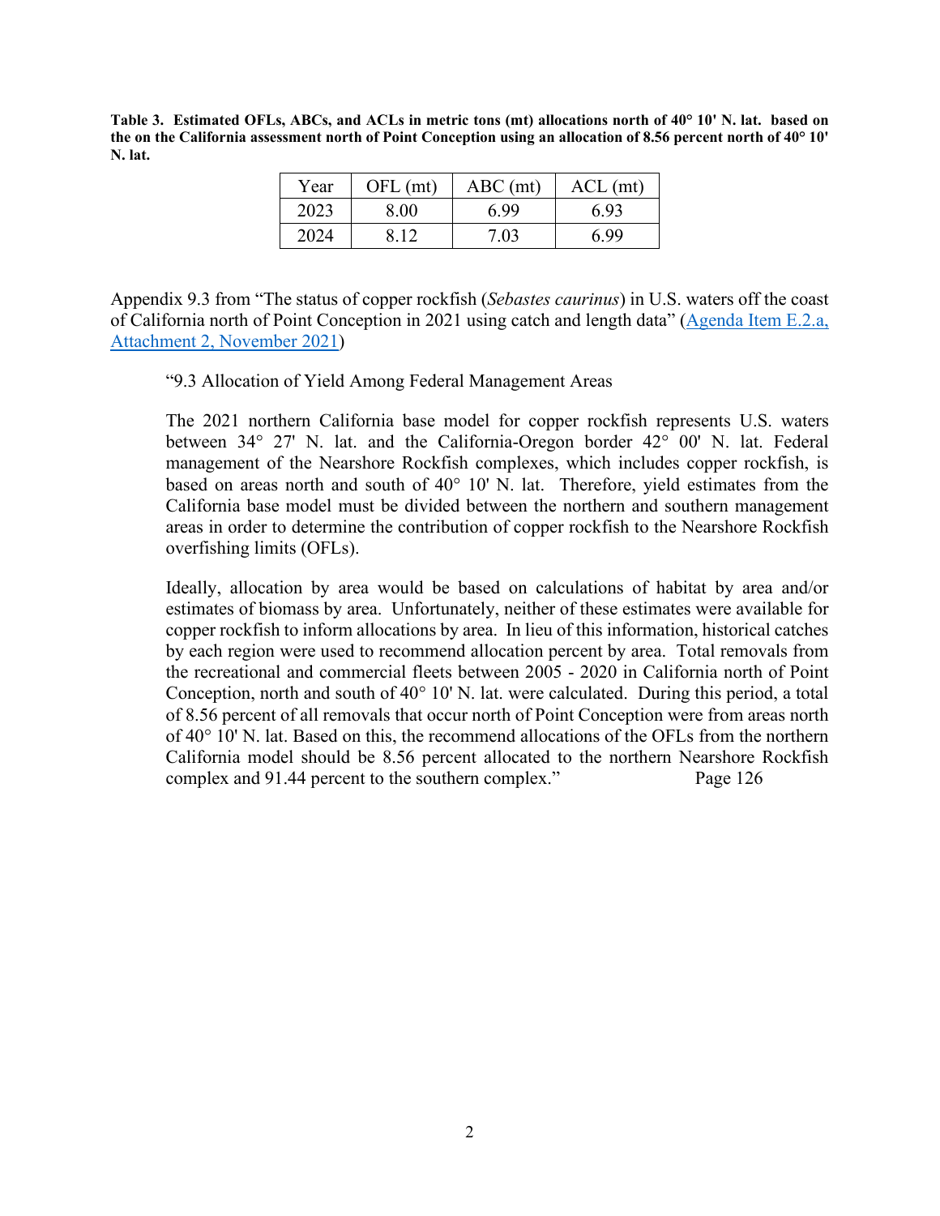**Table 3. Estimated OFLs, ABCs, and ACLs in metric tons (mt) allocations north of 40° 10' N. lat. based on the on the California assessment north of Point Conception using an allocation of 8.56 percent north of 40° 10' N. lat.**

| Year | OFL (mt) | ABC (mt) | ACL (mt) |
|---|---|---|---|
| 2023 | 8.00 | 6.99 | 6.93 |
| 2024 | 8.12 | 7.03 | 6.99 |

Appendix 9.3 from "The status of copper rockfish (*Sebastes caurinus*) in U.S. waters off the coast of California north of Point Conception in 2021 using catch and length data" (Agenda Item E.2.a, Attachment 2, November 2021)

> "9.3 Allocation of Yield Among Federal Management Areas
>
> The 2021 northern California base model for copper rockfish represents U.S. waters between 34° 27' N. lat. and the California-Oregon border 42° 00' N. lat. Federal management of the Nearshore Rockfish complexes, which includes copper rockfish, is based on areas north and south of 40° 10' N. lat. Therefore, yield estimates from the California base model must be divided between the northern and southern management areas in order to determine the contribution of copper rockfish to the Nearshore Rockfish overfishing limits (OFLs).
>
> Ideally, allocation by area would be based on calculations of habitat by area and/or estimates of biomass by area. Unfortunately, neither of these estimates were available for copper rockfish to inform allocations by area. In lieu of this information, historical catches by each region were used to recommend allocation percent by area. Total removals from the recreational and commercial fleets between 2005 - 2020 in California north of Point Conception, north and south of 40° 10' N. lat. were calculated. During this period, a total of 8.56 percent of all removals that occur north of Point Conception were from areas north of 40° 10' N. lat. Based on this, the recommend allocations of the OFLs from the northern California model should be 8.56 percent allocated to the northern Nearshore Rockfish complex and 91.44 percent to the southern complex." Page 126